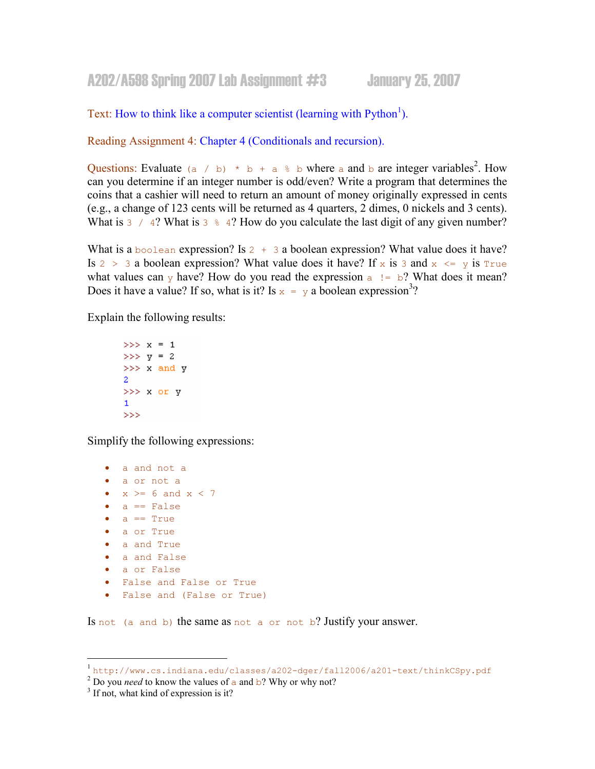// A202/A598 Spring 2007 Lab Assignment #3 January 25, 2007

Text: How to think like a computer scientist (learning with Python[1]).

Reading Assignment 4: Chapter 4 (Conditionals and recursion).

Questions: Evaluate `(a / b) * b + a % b` where `a` and `b` are integer variables[2]. How can you determine if an integer number is odd/even? Write a program that determines the coins that a cashier will need to return an amount of money originally expressed in cents (e.g., a change of 123 cents will be returned as 4 quarters, 2 dimes, 0 nickels and 3 cents). What is `3 / 4`? What is `3 % 4`? How do you calculate the last digit of any given number?

What is a `boolean` expression? Is `2 + 3` a boolean expression? What value does it have? Is `2 > 3` a boolean expression? What value does it have? If `x` is `3` and `x <= y` is `True` what values can `y` have? How do you read the expression `a != b`? What does it mean? Does it have a value? If so, what is it? Is `x = y` a boolean expression[3]?

Explain the following results:

```
>>> x = 1
>>> y = 2
>>> x and y
2
>>> x or y
1
>>>
```

Simplify the following expressions:

- `a and not a`
- `a or not a`
- `x >= 6 and x < 7`
- `a == False`
- `a == True`
- `a or True`
- `a and True`
- `a and False`
- `a or False`
- `False and False or True`
- `False and (False or True)`

Is `not (a and b)` the same as `not a or not b`? Justify your answer.

---

[1] http://www.cs.indiana.edu/classes/a202-dger/fall2006/a201-text/thinkCSpy.pdf

[2] Do you *need* to know the values of `a` and `b`? Why or why not?

[3] If not, what kind of expression is it?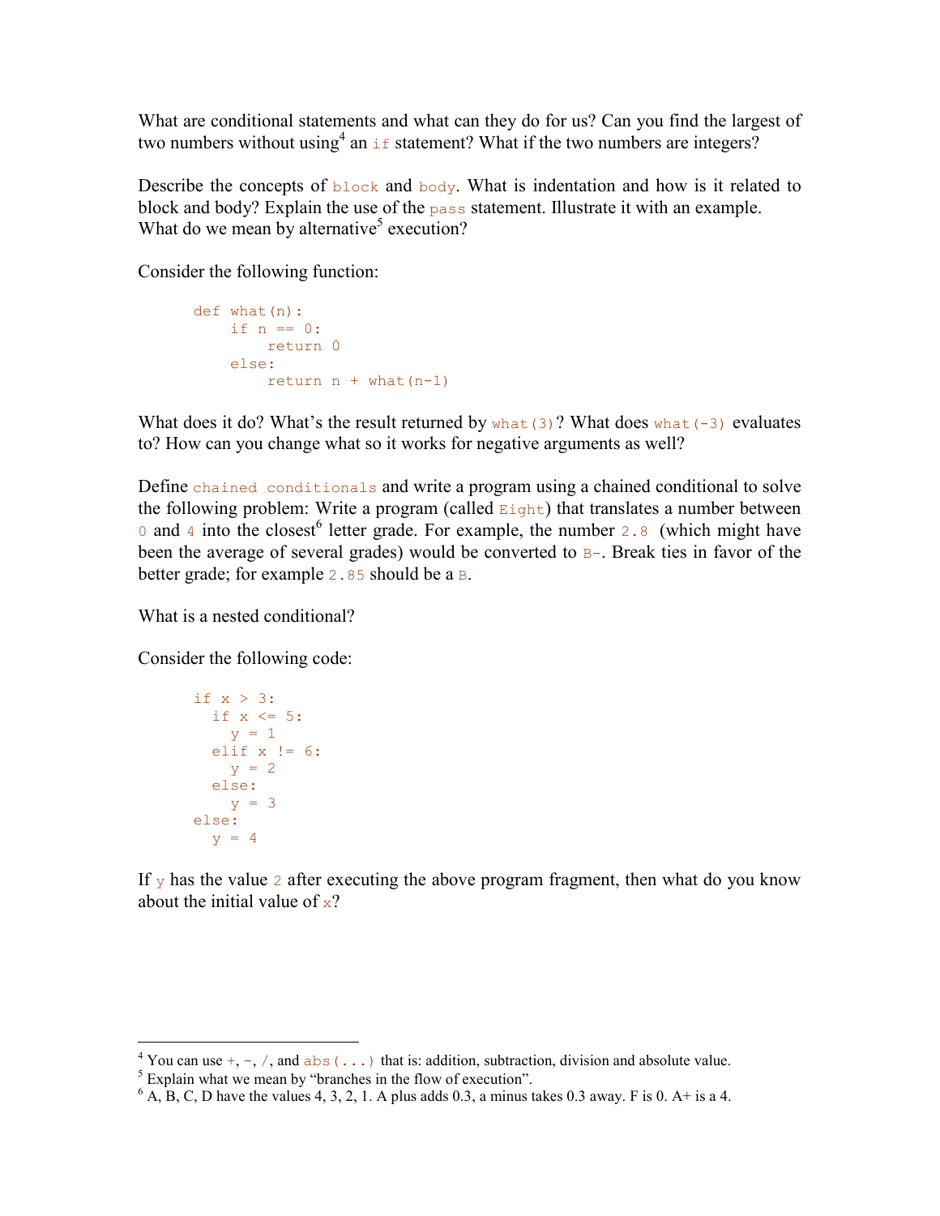What are conditional statements and what can they do for us? Can you find the largest of two numbers without using[4] an `if` statement? What if the two numbers are integers?

Describe the concepts of `block` and `body`. What is indentation and how is it related to block and body? Explain the use of the `pass` statement. Illustrate it with an example. What do we mean by alternative[5] execution?

Consider the following function:

```
def what(n):
    if n == 0:
        return 0
    else:
        return n + what(n-1)
```

What does it do? What's the result returned by `what(3)`? What does `what(-3)` evaluates to? How can you change what so it works for negative arguments as well?

Define `chained conditionals` and write a program using a chained conditional to solve the following problem: Write a program (called `Eight`) that translates a number between `0` and `4` into the closest[6] letter grade. For example, the number `2.8` (which might have been the average of several grades) would be converted to `B-`. Break ties in favor of the better grade; for example `2.85` should be a `B`.

What is a nested conditional?

Consider the following code:

```
if x > 3:
  if x <= 5:
    y = 1
  elif x != 6:
    y = 2
  else:
    y = 3
else:
  y = 4
```

If `y` has the value `2` after executing the above program fragment, then what do you know about the initial value of `x`?

---

[4] You can use `+`, `-`, `/`, and `abs(...)` that is: addition, subtraction, division and absolute value.

[5] Explain what we mean by "branches in the flow of execution".

[6] A, B, C, D have the values 4, 3, 2, 1. A plus adds 0.3, a minus takes 0.3 away. F is 0. A+ is a 4.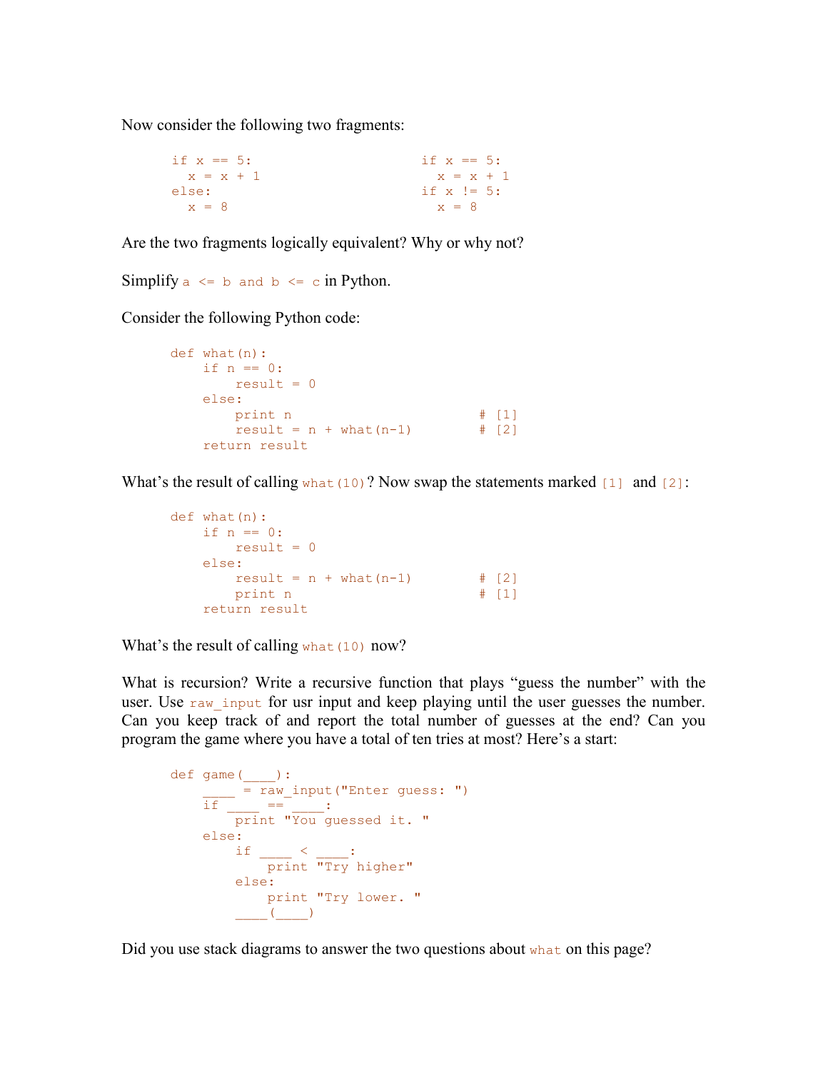Now consider the following two fragments:

```
if x == 5:                    if x == 5:
  x = x + 1                     x = x + 1
else:                         if x != 5:
  x = 8                         x = 8
```

Are the two fragments logically equivalent? Why or why not?

Simplify `a <= b and b <= c` in Python.

Consider the following Python code:

```
def what(n):
    if n == 0:
        result = 0
    else:
        print n                          # [1]
        result = n + what(n-1)           # [2]
    return result
```

What's the result of calling `what(10)`? Now swap the statements marked `[1]` and `[2]`:

```
def what(n):
    if n == 0:
        result = 0
    else:
        result = n + what(n-1)           # [2]
        print n                          # [1]
    return result
```

What's the result of calling `what(10)` now?

What is recursion? Write a recursive function that plays "guess the number" with the user. Use `raw_input` for usr input and keep playing until the user guesses the number. Can you keep track of and report the total number of guesses at the end? Can you program the game where you have a total of ten tries at most? Here's a start:

```
def game(____):
    ____ = raw_input("Enter guess: ")
    if ____ == ____:
        print "You guessed it. "
    else:
        if ____ < ____:
            print "Try higher"
        else:
            print "Try lower. "
        ____(____)
```

Did you use stack diagrams to answer the two questions about `what` on this page?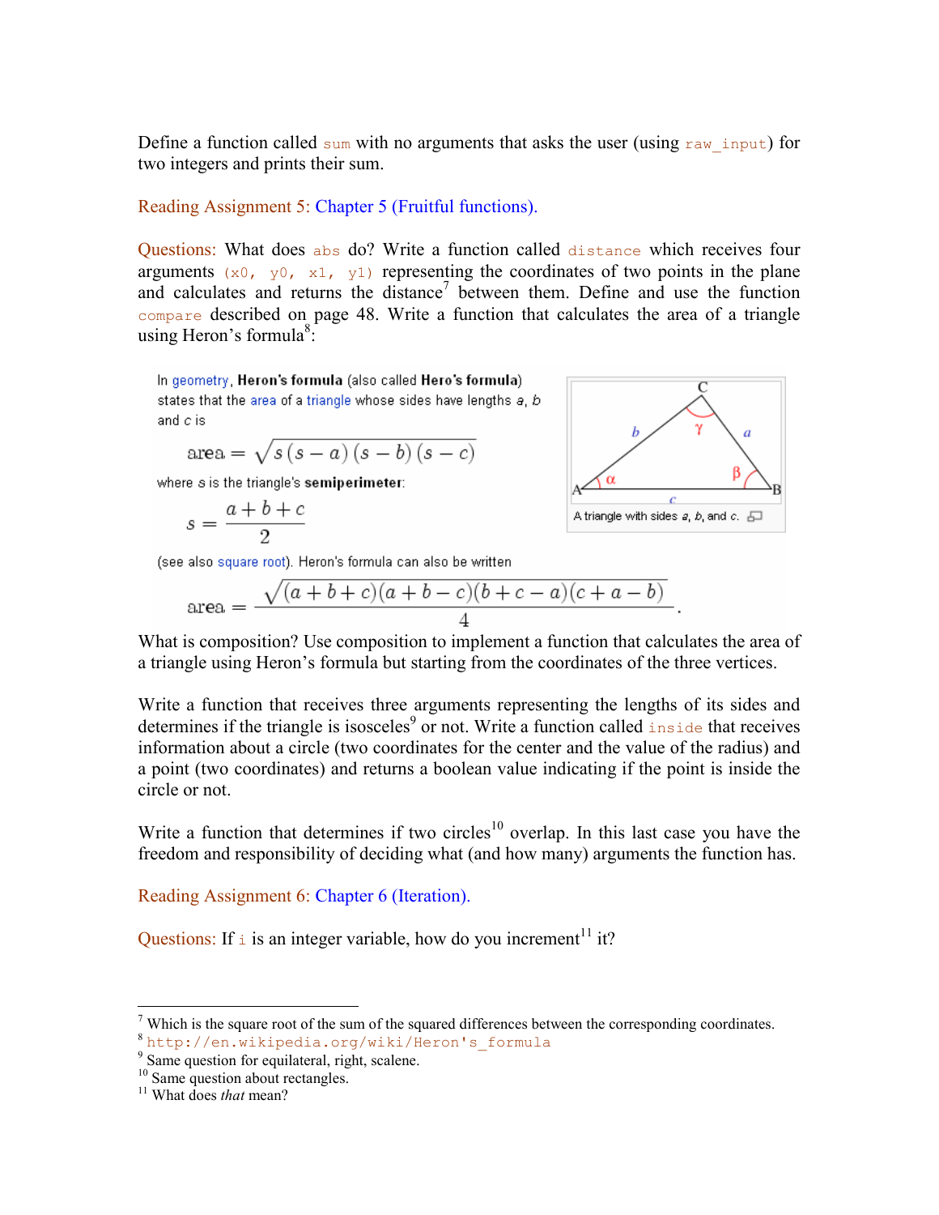Define a function called `sum` with no arguments that asks the user (using `raw_input`) for two integers and prints their sum.

Reading Assignment 5: Chapter 5 (Fruitful functions).

Questions: What does `abs` do? Write a function called `distance` which receives four arguments `(x0, y0, x1, y1)` representing the coordinates of two points in the plane and calculates and returns the distance[7] between them. Define and use the function `compare` described on page 48. Write a function that calculates the area of a triangle using Heron's formula[8]:

In geometry, **Heron's formula** (also called **Hero's formula**) states that the area of a triangle whose sides have lengths *a*, *b* and *c* is

$$\text{area} = \sqrt{s(s-a)(s-b)(s-c)}$$

where *s* is the triangle's **semiperimeter**:

$$s = \frac{a+b+c}{2}$$

(see also square root). Heron's formula can also be written

$$\text{area} = \frac{\sqrt{(a+b+c)(a+b-c)(b+c-a)(c+a-b)}}{4}.$$

A triangle with sides *a*, *b*, and *c*.

What is composition? Use composition to implement a function that calculates the area of a triangle using Heron's formula but starting from the coordinates of the three vertices.

Write a function that receives three arguments representing the lengths of its sides and determines if the triangle is isosceles[9] or not. Write a function called `inside` that receives information about a circle (two coordinates for the center and the value of the radius) and a point (two coordinates) and returns a boolean value indicating if the point is inside the circle or not.

Write a function that determines if two circles[10] overlap. In this last case you have the freedom and responsibility of deciding what (and how many) arguments the function has.

Reading Assignment 6: Chapter 6 (Iteration).

Questions: If `i` is an integer variable, how do you increment[11] it?

---

[7] Which is the square root of the sum of the squared differences between the corresponding coordinates.

[8] http://en.wikipedia.org/wiki/Heron's_formula

[9] Same question for equilateral, right, scalene.

[10] Same question about rectangles.

[11] What does *that* mean?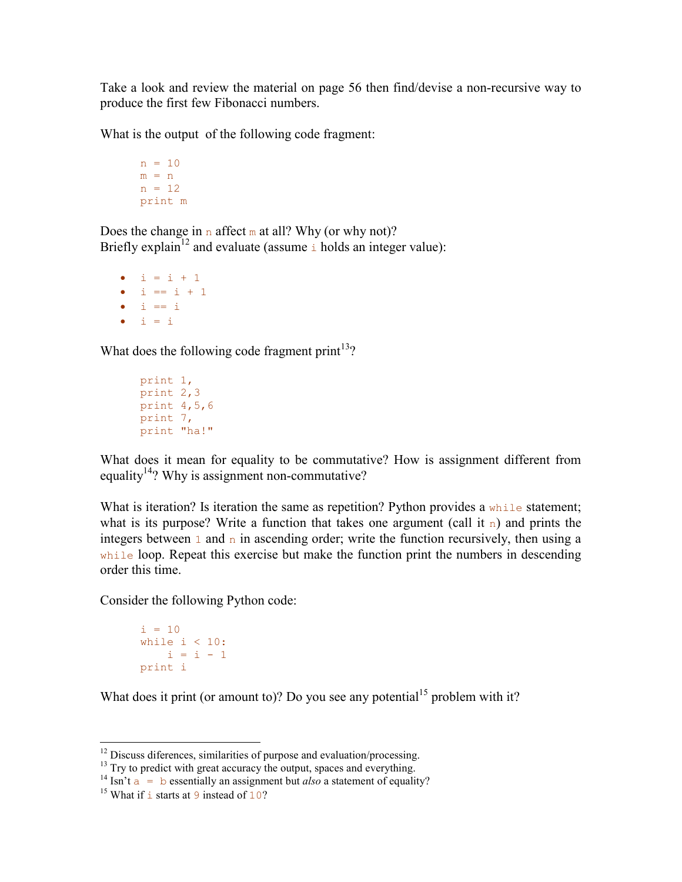Take a look and review the material on page 56 then find/devise a non-recursive way to produce the first few Fibonacci numbers.

What is the output of the following code fragment:

```
n = 10
m = n
n = 12
print m
```

Does the change in `n` affect `m` at all? Why (or why not)?
Briefly explain[12] and evaluate (assume `i` holds an integer value):

- `i = i + 1`
- `i == i + 1`
- `i == i`
- `i = i`

What does the following code fragment print[13]?

```
print 1,
print 2,3
print 4,5,6
print 7,
print "ha!"
```

What does it mean for equality to be commutative? How is assignment different from equality[14]? Why is assignment non-commutative?

What is iteration? Is iteration the same as repetition? Python provides a `while` statement; what is its purpose? Write a function that takes one argument (call it `n`) and prints the integers between `1` and `n` in ascending order; write the function recursively, then using a `while` loop. Repeat this exercise but make the function print the numbers in descending order this time.

Consider the following Python code:

```
i = 10
while i < 10:
    i = i - 1
print i
```

What does it print (or amount to)? Do you see any potential[15] problem with it?

---

[12] Discuss diferences, similarities of purpose and evaluation/processing.

[13] Try to predict with great accuracy the output, spaces and everything.

[14] Isn't `a = b` essentially an assignment but *also* a statement of equality?

[15] What if `i` starts at `9` instead of `10`?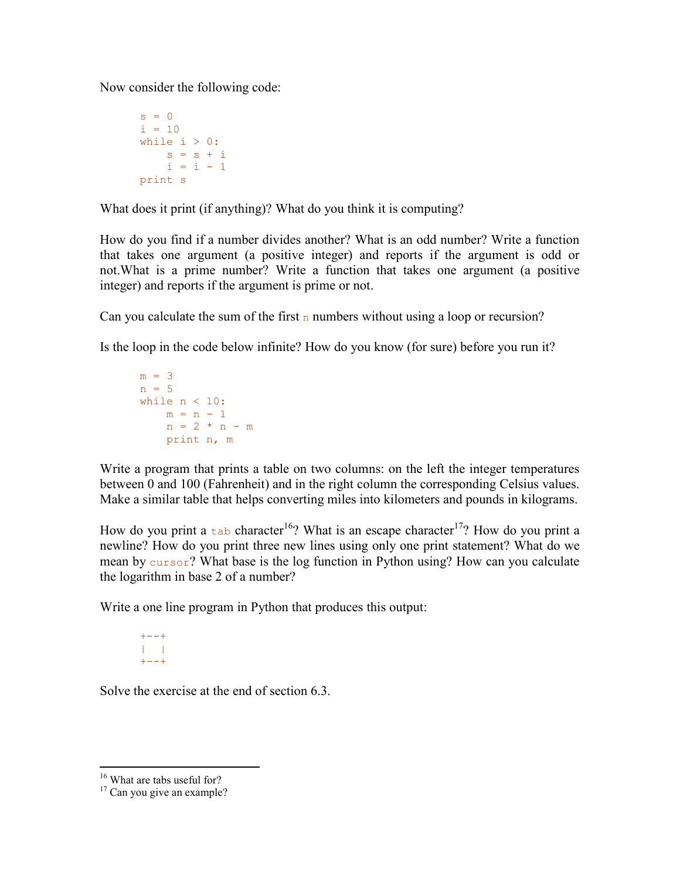Now consider the following code:

```
s = 0
i = 10
while i > 0:
    s = s + i
    i = i - 1
print s
```

What does it print (if anything)? What do you think it is computing?

How do you find if a number divides another? What is an odd number? Write a function that takes one argument (a positive integer) and reports if the argument is odd or not.What is a prime number? Write a function that takes one argument (a positive integer) and reports if the argument is prime or not.

Can you calculate the sum of the first `n` numbers without using a loop or recursion?

Is the loop in the code below infinite? How do you know (for sure) before you run it?

```
m = 3
n = 5
while n < 10:
    m = n - 1
    n = 2 * n - m
    print n, m
```

Write a program that prints a table on two columns: on the left the integer temperatures between 0 and 100 (Fahrenheit) and in the right column the corresponding Celsius values. Make a similar table that helps converting miles into kilometers and pounds in kilograms.

How do you print a `tab` character[16]? What is an escape character[17]? How do you print a newline? How do you print three new lines using only one print statement? What do we mean by `cursor`? What base is the log function in Python using? How can you calculate the logarithm in base 2 of a number?

Write a one line program in Python that produces this output:

```
+--+
|  |
+--+
```

Solve the exercise at the end of section 6.3.

[16] What are tabs useful for?

[17] Can you give an example?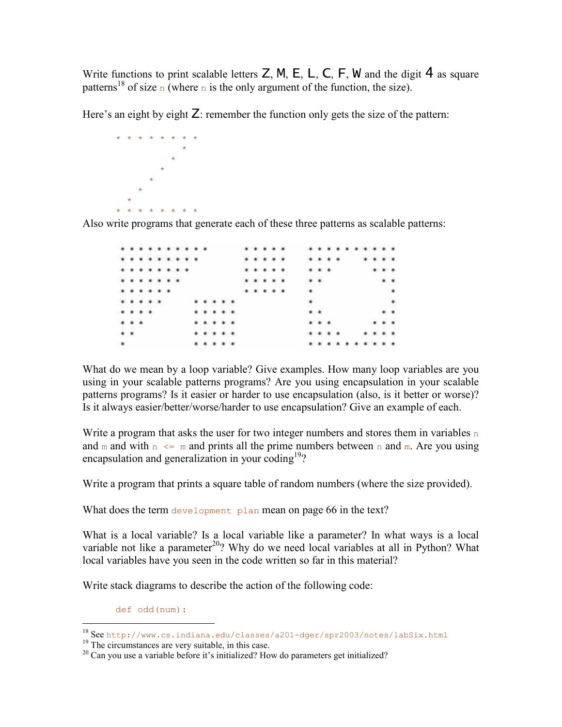Write functions to print scalable letters Z, M, E, L, C, F, W and the digit 4 as square patterns[18] of size `n` (where `n` is the only argument of the function, the size).

Here's an eight by eight Z: remember the function only gets the size of the pattern:

```
* * * * * * * *
              *
            *
          *
        *
      *
    *
* * * * * * * *
```

Also write programs that generate each of these three patterns as scalable patterns:

```
* * * * * * * * * *            * * * * *      * * * * * * * * * *
* * * * * * * * *              * * * * *      * * * *     * * * *
* * * * * * * *                * * * * *      * * *         * * *
* * * * * * *                  * * * * *      * *             * *
* * * * * *                    * * * * *      *                 *
* * * * *            * * * * *                *                 *
* * * *              * * * * *                * *             * *
* * *                * * * * *                * * *         * * *
* *                  * * * * *                * * * *     * * * *
*                    * * * * *                * * * * * * * * * *
```

What do we mean by a loop variable? Give examples. How many loop variables are you using in your scalable patterns programs? Are you using encapsulation in your scalable patterns programs? Is it easier or harder to use encapsulation (also, is it better or worse)? Is it always easier/better/worse/harder to use encapsulation? Give an example of each.

Write a program that asks the user for two integer numbers and stores them in variables `n` and `m` and with `n <= m` and prints all the prime numbers between `n` and `m`. Are you using encapsulation and generalization in your coding[19]?

Write a program that prints a square table of random numbers (where the size provided).

What does the term `development plan` mean on page 66 in the text?

What is a local variable? Is a local variable like a parameter? In what ways is a local variable not like a parameter[20]? Why do we need local variables at all in Python? What local variables have you seen in the code written so far in this material?

Write stack diagrams to describe the action of the following code:

```
def odd(num):
```

---

[18] See `http://www.cs.indiana.edu/classes/a201-dger/spr2003/notes/labSix.html`

[19] The circumstances are very suitable, in this case.

[20] Can you use a variable before it's initialized? How do parameters get initialized?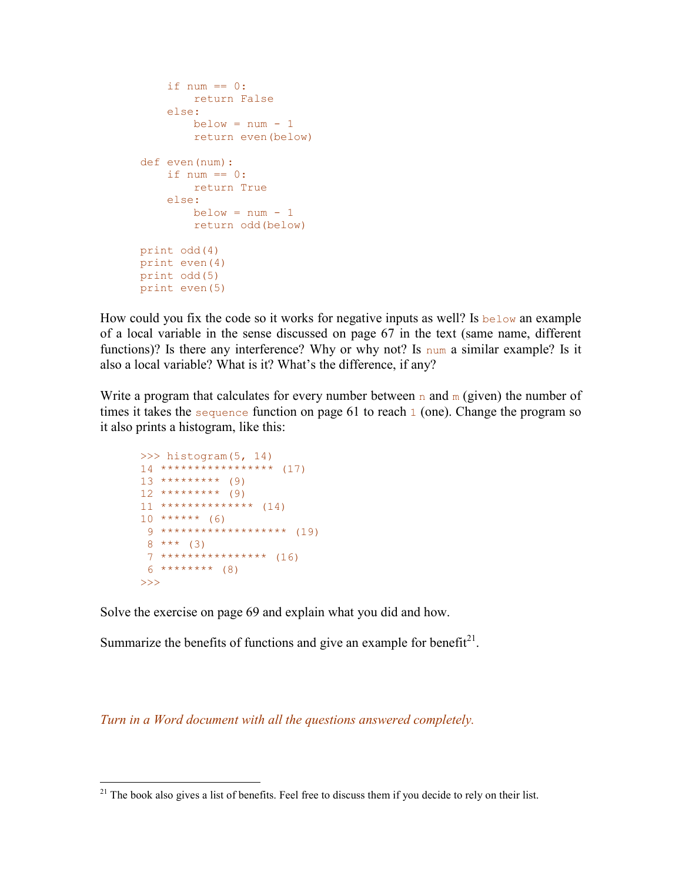```
    if num == 0:
        return False
    else:
        below = num - 1
        return even(below)

def even(num):
    if num == 0:
        return True
    else:
        below = num - 1
        return odd(below)

print odd(4)
print even(4)
print odd(5)
print even(5)
```

How could you fix the code so it works for negative inputs as well? Is `below` an example of a local variable in the sense discussed on page 67 in the text (same name, different functions)? Is there any interference? Why or why not? Is `num` a similar example? Is it also a local variable? What is it? What's the difference, if any?

Write a program that calculates for every number between `n` and `m` (given) the number of times it takes the `sequence` function on page 61 to reach `1` (one). Change the program so it also prints a histogram, like this:

```
>>> histogram(5, 14)
14 ***************** (17)
13 ********* (9)
12 ********* (9)
11 ************** (14)
10 ****** (6)
 9 ******************* (19)
 8 *** (3)
 7 **************** (16)
 6 ******** (8)
>>>
```

Solve the exercise on page 69 and explain what you did and how.

Summarize the benefits of functions and give an example for benefit[21].

*Turn in a Word document with all the questions answered completely.*

[21] The book also gives a list of benefits. Feel free to discuss them if you decide to rely on their list.